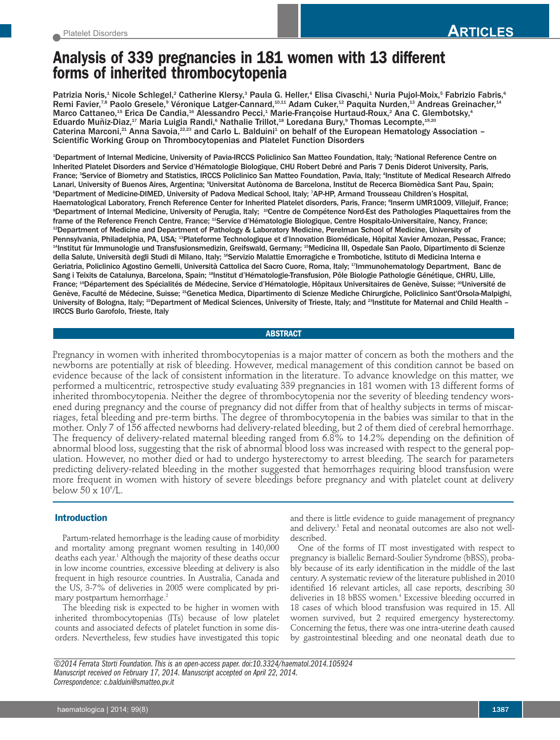# Analysis of 339 pregnancies in 181 women with 13 different forms of inherited thrombocytopenia

Patrizia Noris,[1] Nicole Schlegel,[2] Catherine Klersy,[3] Paula G. Heller,[4] Elisa Civaschi,[1] Nuria Pujol-Moix,[5] Fabrizio Fabris,[6] Remi Favier,[7,8] Paolo Gresele,[9] Véronique Latger-Cannard,[10,11] Adam Cuker,[12] Paquita Nurden,[13] Andreas Greinacher,[14] Marco Cattaneo,[15] Erica De Candia,[16] Alessandro Pecci,[1] Marie-Françoise Hurtaud-Roux,[2] Ana C. Glembotsky,[4] Eduardo Muñiz-Diaz,[17] Maria Luigia Randi,[6] Nathalie Trillot,[18] Loredana Bury,[9] Thomas Lecompte,[19,20] Caterina Marconi,[21] Anna Savoia,[22,23] and Carlo L. Balduini[1] on behalf of the European Hematology Association – Scientific Working Group on Thrombocytopenias and Platelet Function Disorders

[1]Department of Internal Medicine, University of Pavia-IRCCS Policlinico San Matteo Foundation, Italy; [2]National Reference Centre on Inherited Platelet Disorders and Service d'Hématologie Biologique, CHU Robert Debré and Paris 7 Denis Diderot University, Paris, France; [3]Service of Biometry and Statistics, IRCCS Policlinico San Matteo Foundation, Pavia, Italy; [4]Institute of Medical Research Alfredo Lanari, University of Buenos Aires, Argentina; [5]Universitat Autònoma de Barcelona, Institut de Recerca Biomèdica Sant Pau, Spain; [6]Department of Medicine-DIMED, University of Padova Medical School, Italy; [7]AP-HP, Armand Trousseau Children's Hospital, Haematological Laboratory, French Reference Center for Inherited Platelet disorders, Paris, France; [8]Inserm UMR1009, Villejuif, France; [9]Department of Internal Medicine, University of Perugia, Italy; [10]Centre de Compétence Nord-Est des Pathologies Plaquettaires from the frame of the Reference French Centre, France; [11]Service d'Hématologie Biologique, Centre Hospitalo-Universitaire, Nancy, France; [12]Department of Medicine and Department of Pathology & Laboratory Medicine, Perelman School of Medicine, University of Pennsylvania, Philadelphia, PA, USA; [13]Plateforme Technologique et d'Innovation Biomédicale, Hôpital Xavier Arnozan, Pessac, France; [14]Institut für Immunologie und Transfusionsmedizin, Greifswald, Germany; [15]Medicina III, Ospedale San Paolo, Dipartimento di Scienze della Salute, Università degli Studi di Milano, Italy; [16]Servizio Malattie Emorragiche e Trombotiche, Istituto di Medicina Interna e Geriatria, Policlinico Agostino Gemelli, Università Cattolica del Sacro Cuore, Roma, Italy; [17]Immunohematology Department, Banc de Sang i Teixits de Catalunya, Barcelona, Spain; [18]Institut d'Hématologie-Transfusion, Pôle Biologie Pathologie Génétique, CHRU, Lille, France; [19]Département des Spécialités de Médecine, Service d'Hématologie, Hôpitaux Universitaires de Genève, Suisse; [20]Université de Genève, Faculté de Médecine, Suisse; [21]Genetica Medica, Dipartimento di Scienze Mediche Chirurgiche, Policlinico Sant'Orsola-Malpighi, University of Bologna, Italy; [22]Department of Medical Sciences, University of Trieste, Italy; and [23]Institute for Maternal and Child Health – IRCCS Burlo Garofolo, Trieste, Italy

## ABSTRACT

Pregnancy in women with inherited thrombocytopenias is a major matter of concern as both the mothers and the newborns are potentially at risk of bleeding. However, medical management of this condition cannot be based on evidence because of the lack of consistent information in the literature. To advance knowledge on this matter, we performed a multicentric, retrospective study evaluating 339 pregnancies in 181 women with 13 different forms of inherited thrombocytopenia. Neither the degree of thrombocytopenia nor the severity of bleeding tendency worsened during pregnancy and the course of pregnancy did not differ from that of healthy subjects in terms of miscarriages, fetal bleeding and pre-term births. The degree of thrombocytopenia in the babies was similar to that in the mother. Only 7 of 156 affected newborns had delivery-related bleeding, but 2 of them died of cerebral hemorrhage. The frequency of delivery-related maternal bleeding ranged from 6.8% to 14.2% depending on the definition of abnormal blood loss, suggesting that the risk of abnormal blood loss was increased with respect to the general population. However, no mother died or had to undergo hysterectomy to arrest bleeding. The search for parameters predicting delivery-related bleeding in the mother suggested that hemorrhages requiring blood transfusion were more frequent in women with history of severe bleedings before pregnancy and with platelet count at delivery below 50 x $10^9$/L.

## Introduction

Partum-related hemorrhage is the leading cause of morbidity and mortality among pregnant women resulting in 140,000 deaths each year.[1] Although the majority of these deaths occur in low income countries, excessive bleeding at delivery is also frequent in high resource countries. In Australia, Canada and the US, 3-7% of deliveries in 2005 were complicated by primary postpartum hemorrhage.[2]

The bleeding risk is expected to be higher in women with inherited thrombocytopenias (ITs) because of low platelet counts and associated defects of platelet function in some disorders. Nevertheless, few studies have investigated this topic and there is little evidence to guide management of pregnancy and delivery.[3] Fetal and neonatal outcomes are also not well-described.

One of the forms of IT most investigated with respect to pregnancy is biallelic Bernard-Soulier Syndrome (bBSS), probably because of its early identification in the middle of the last century. A systematic review of the literature published in 2010 identified 16 relevant articles, all case reports, describing 30 deliveries in 18 bBSS women.[4] Excessive bleeding occurred in 18 cases of which blood transfusion was required in 15. All women survived, but 2 required emergency hysterectomy. Concerning the fetus, there was one intra-uterine death caused by gastrointestinal bleeding and one neonatal death due to

*©2014 Ferrata Storti Foundation. This is an open-access paper. doi:10.3324/haematol.2014.105924*
*Manuscript received on February 17, 2014. Manuscript accepted on April 22, 2014.*
*Correspondence: c.balduini@smatteo.pv.it*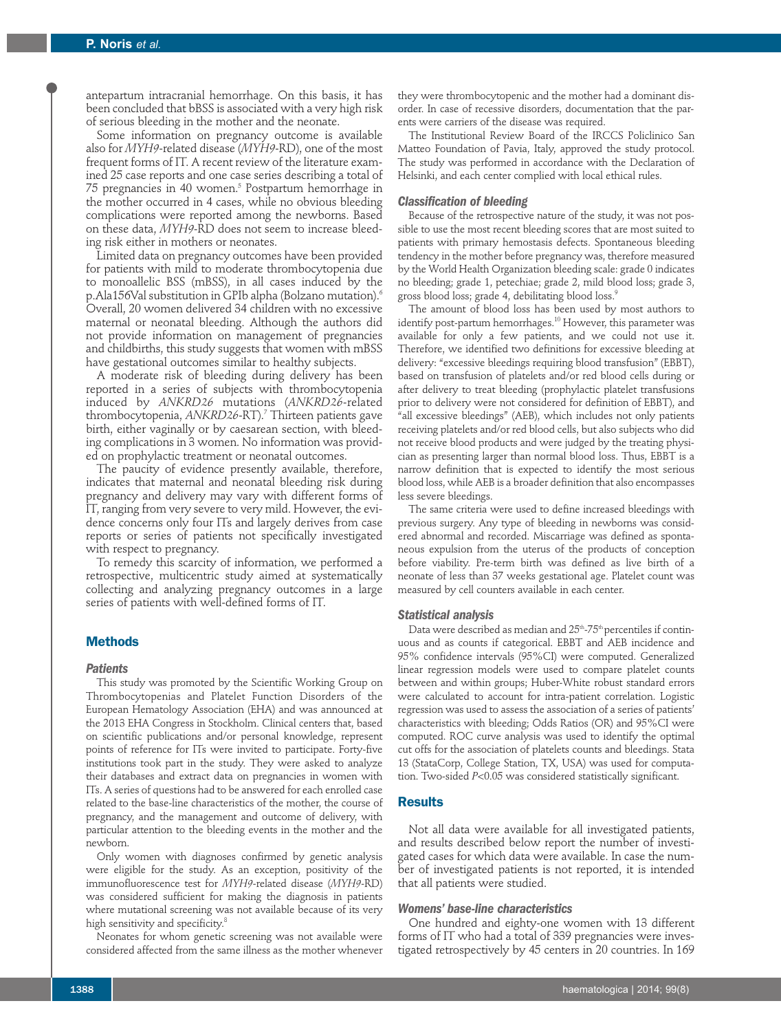antepartum intracranial hemorrhage. On this basis, it has been concluded that bBSS is associated with a very high risk of serious bleeding in the mother and the neonate.

Some information on pregnancy outcome is available also for *MYH9*-related disease (*MYH9*-RD), one of the most frequent forms of IT. A recent review of the literature examined 25 case reports and one case series describing a total of 75 pregnancies in 40 women.[5] Postpartum hemorrhage in the mother occurred in 4 cases, while no obvious bleeding complications were reported among the newborns. Based on these data, *MYH9*-RD does not seem to increase bleeding risk either in mothers or neonates.

Limited data on pregnancy outcomes have been provided for patients with mild to moderate thrombocytopenia due to monoallelic BSS (mBSS), in all cases induced by the p.Ala156Val substitution in GPIb alpha (Bolzano mutation).[6] Overall, 20 women delivered 34 children with no excessive maternal or neonatal bleeding. Although the authors did not provide information on management of pregnancies and childbirths, this study suggests that women with mBSS have gestational outcomes similar to healthy subjects.

A moderate risk of bleeding during delivery has been reported in a series of subjects with thrombocytopenia induced by *ANKRD26* mutations (*ANKRD26*-related thrombocytopenia, *ANKRD26*-RT).[7] Thirteen patients gave birth, either vaginally or by caesarean section, with bleeding complications in 3 women. No information was provided on prophylactic treatment or neonatal outcomes.

The paucity of evidence presently available, therefore, indicates that maternal and neonatal bleeding risk during pregnancy and delivery may vary with different forms of IT, ranging from very severe to very mild. However, the evidence concerns only four ITs and largely derives from case reports or series of patients not specifically investigated with respect to pregnancy.

To remedy this scarcity of information, we performed a retrospective, multicentric study aimed at systematically collecting and analyzing pregnancy outcomes in a large series of patients with well-defined forms of IT.

## Methods

### Patients

This study was promoted by the Scientific Working Group on Thrombocytopenias and Platelet Function Disorders of the European Hematology Association (EHA) and was announced at the 2013 EHA Congress in Stockholm. Clinical centers that, based on scientific publications and/or personal knowledge, represent points of reference for ITs were invited to participate. Forty-five institutions took part in the study. They were asked to analyze their databases and extract data on pregnancies in women with ITs. A series of questions had to be answered for each enrolled case related to the base-line characteristics of the mother, the course of pregnancy, and the management and outcome of delivery, with particular attention to the bleeding events in the mother and the newborn.

Only women with diagnoses confirmed by genetic analysis were eligible for the study. As an exception, positivity of the immunofluorescence test for *MYH9*-related disease (*MYH9*-RD) was considered sufficient for making the diagnosis in patients where mutational screening was not available because of its very high sensitivity and specificity.[8]

Neonates for whom genetic screening was not available were considered affected from the same illness as the mother whenever they were thrombocytopenic and the mother had a dominant disorder. In case of recessive disorders, documentation that the parents were carriers of the disease was required.

The Institutional Review Board of the IRCCS Policlinico San Matteo Foundation of Pavia, Italy, approved the study protocol. The study was performed in accordance with the Declaration of Helsinki, and each center complied with local ethical rules.

### Classification of bleeding

Because of the retrospective nature of the study, it was not possible to use the most recent bleeding scores that are most suited to patients with primary hemostasis defects. Spontaneous bleeding tendency in the mother before pregnancy was, therefore measured by the World Health Organization bleeding scale: grade 0 indicates no bleeding; grade 1, petechiae; grade 2, mild blood loss; grade 3, gross blood loss; grade 4, debilitating blood loss.[9]

The amount of blood loss has been used by most authors to identify post-partum hemorrhages.[10] However, this parameter was available for only a few patients, and we could not use it. Therefore, we identified two definitions for excessive bleeding at delivery: "excessive bleedings requiring blood transfusion" (EBBT), based on transfusion of platelets and/or red blood cells during or after delivery to treat bleeding (prophylactic platelet transfusions prior to delivery were not considered for definition of EBBT), and "all excessive bleedings" (AEB), which includes not only patients receiving platelets and/or red blood cells, but also subjects who did not receive blood products and were judged by the treating physician as presenting larger than normal blood loss. Thus, EBBT is a narrow definition that is expected to identify the most serious blood loss, while AEB is a broader definition that also encompasses less severe bleedings.

The same criteria were used to define increased bleedings with previous surgery. Any type of bleeding in newborns was considered abnormal and recorded. Miscarriage was defined as spontaneous expulsion from the uterus of the products of conception before viability. Pre-term birth was defined as live birth of a neonate of less than 37 weeks gestational age. Platelet count was measured by cell counters available in each center.

### Statistical analysis

Data were described as median and 25th-75th percentiles if continuous and as counts if categorical. EBBT and AEB incidence and 95% confidence intervals (95%CI) were computed. Generalized linear regression models were used to compare platelet counts between and within groups; Huber-White robust standard errors were calculated to account for intra-patient correlation. Logistic regression was used to assess the association of a series of patients' characteristics with bleeding; Odds Ratios (OR) and 95%CI were computed. ROC curve analysis was used to identify the optimal cut offs for the association of platelets counts and bleedings. Stata 13 (StataCorp, College Station, TX, USA) was used for computation. Two-sided $P<0.05$ was considered statistically significant.

## Results

Not all data were available for all investigated patients, and results described below report the number of investigated cases for which data were available. In case the number of investigated patients is not reported, it is intended that all patients were studied.

### Womens' base-line characteristics

One hundred and eighty-one women with 13 different forms of IT who had a total of 339 pregnancies were investigated retrospectively by 45 centers in 20 countries. In 169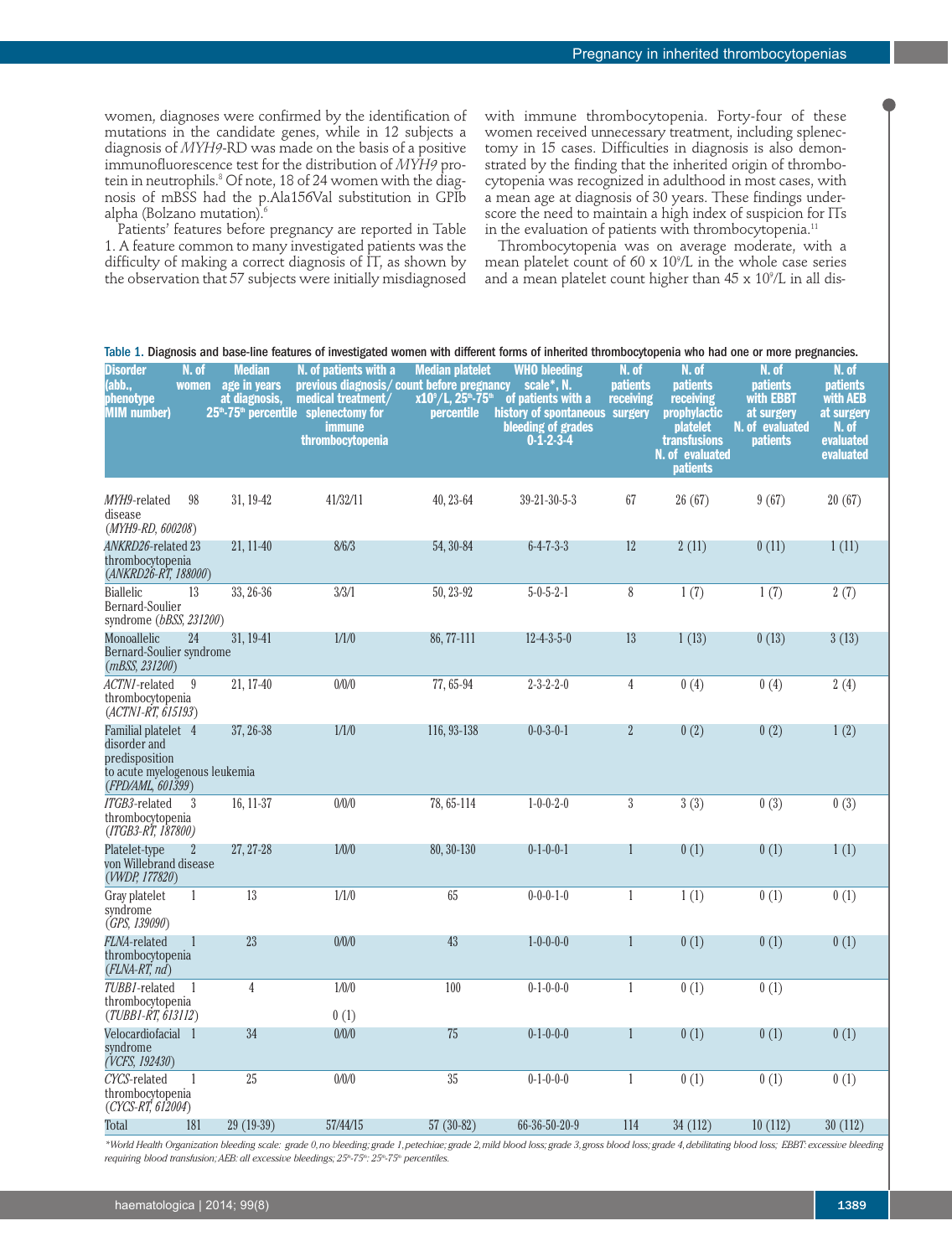women, diagnoses were confirmed by the identification of mutations in the candidate genes, while in 12 subjects a diagnosis of *MYH9*-RD was made on the basis of a positive immunofluorescence test for the distribution of *MYH9* protein in neutrophils.[8] Of note, 18 of 24 women with the diagnosis of mBSS had the p.Ala156Val substitution in GPIb alpha (Bolzano mutation).[6]

Patients' features before pregnancy are reported in Table 1. A feature common to many investigated patients was the difficulty of making a correct diagnosis of IT, as shown by the observation that 57 subjects were initially misdiagnosed with immune thrombocytopenia. Forty-four of these women received unnecessary treatment, including splenectomy in 15 cases. Difficulties in diagnosis is also demonstrated by the finding that the inherited origin of thrombocytopenia was recognized in adulthood in most cases, with a mean age at diagnosis of 30 years. These findings underscore the need to maintain a high index of suspicion for ITs in the evaluation of patients with thrombocytopenia.[11]

Thrombocytopenia was on average moderate, with a mean platelet count of 60 x $10^9$/L in the whole case series and a mean platelet count higher than 45 x $10^9$/L in all dis-

Table 1. Diagnosis and base-line features of investigated women with different forms of inherited thrombocytopenia who had one or more pregnancies.

| Disorder (abb., phenotype MIM number) | N. of women | Median age in years at diagnosis, 25th-75th percentile | N. of patients with a previous diagnosis/ medical treatment/ splenectomy for immune thrombocytopenia | Median platelet count before pregnancy x$10^9$/L, 25th-75th percentile | WHO bleeding scale*, N. of patients with a history of spontaneous bleeding of grades 0-1-2-3-4 | N. of patients receiving surgery | N. of patients receiving prophylactic platelet transfusions N. of evaluated patients | N. of patients with EBBT at surgery N. of evaluated patients | N. of patients with AEB at surgery N. of evaluated evaluated |
|---|---|---|---|---|---|---|---|---|---|
| *MYH9*-related disease (*MYH9-RD, 600208*) | 98 | 31, 19-42 | 41/32/11 | 40, 23-64 | 39-21-30-5-3 | 67 | 26 (67) | 9 (67) | 20 (67) |
| *ANKRD26*-related thrombocytopenia (*ANKRD26-RT, 188000*) | 23 | 21, 11-40 | 8/6/3 | 54, 30-84 | 6-4-7-3-3 | 12 | 2 (11) | 0 (11) | 1 (11) |
| Biallelic Bernard-Soulier syndrome (*bBSS, 231200*) | 13 | 33, 26-36 | 3/3/1 | 50, 23-92 | 5-0-5-2-1 | 8 | 1 (7) | 1 (7) | 2 (7) |
| Monoallelic Bernard-Soulier syndrome (*mBSS, 231200*) | 24 | 31, 19-41 | 1/1/0 | 86, 77-111 | 12-4-3-5-0 | 13 | 1 (13) | 0 (13) | 3 (13) |
| *ACTN1*-related thrombocytopenia (*ACTN1-RT, 615193*) | 9 | 21, 17-40 | 0/0/0 | 77, 65-94 | 2-3-2-2-0 | 4 | 0 (4) | 0 (4) | 2 (4) |
| Familial platelet disorder and predisposition to acute myelogenous leukemia (*FPD/AML, 601399*) | 4 | 37, 26-38 | 1/1/0 | 116, 93-138 | 0-0-3-0-1 | 2 | 0 (2) | 0 (2) | 1 (2) |
| *ITGB3*-related thrombocytopenia (*ITGB3-RT, 187800*) | 3 | 16, 11-37 | 0/0/0 | 78, 65-114 | 1-0-0-2-0 | 3 | 3 (3) | 0 (3) | 0 (3) |
| Platelet-type von Willebrand disease (*VWDP, 177820*) | 2 | 27, 27-28 | 1/0/0 | 80, 30-130 | 0-1-0-0-1 | 1 | 0 (1) | 0 (1) | 1 (1) |
| Gray platelet syndrome (*GPS, 139090*) | 1 | 13 | 1/1/0 | 65 | 0-0-0-1-0 | 1 | 1 (1) | 0 (1) | 0 (1) |
| *FLNA*-related thrombocytopenia (*FLNA-RT, nd*) | 1 | 23 | 0/0/0 | 43 | 1-0-0-0-0 | 1 | 0 (1) | 0 (1) | 0 (1) |
| *TUBB1*-related thrombocytopenia (*TUBB1-RT, 613112*) | 1 | 4 | 1/0/0 0 (1) | 100 | 0-1-0-0-0 | 1 | 0 (1) | 0 (1) | |
| Velocardiofacial syndrome (*VCFS, 192430*) | 1 | 34 | 0/0/0 | 75 | 0-1-0-0-0 | 1 | 0 (1) | 0 (1) | 0 (1) |
| *CYCS*-related thrombocytopenia (*CYCS-RT, 612004*) | 1 | 25 | 0/0/0 | 35 | 0-1-0-0-0 | 1 | 0 (1) | 0 (1) | 0 (1) |
| Total | 181 | 29 (19-39) | 57/44/15 | 57 (30-82) | 66-36-50-20-9 | 114 | 34 (112) | 10 (112) | 30 (112) |

*World Health Organization bleeding scale: grade 0, no bleeding; grade 1, petechiae; grade 2, mild blood loss; grade 3, gross blood loss; grade 4, debilitating blood loss; EBBT: excessive bleeding requiring blood transfusion; AEB: all excessive bleedings; 25th-75th: 25th-75th percentiles.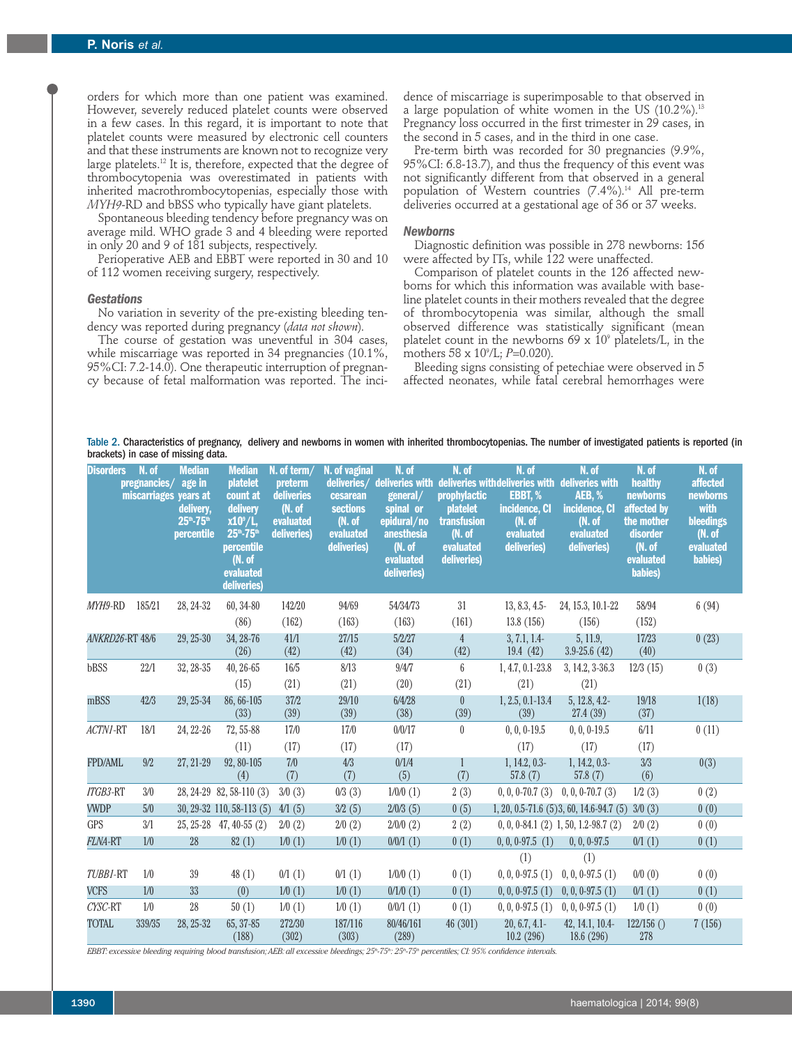orders for which more than one patient was examined. However, severely reduced platelet counts were observed in a few cases. In this regard, it is important to note that platelet counts were measured by electronic cell counters and that these instruments are known not to recognize very large platelets.[12] It is, therefore, expected that the degree of thrombocytopenia was overestimated in patients with inherited macrothrombocytopenias, especially those with *MYH9*-RD and bBSS who typically have giant platelets.

Spontaneous bleeding tendency before pregnancy was on average mild. WHO grade 3 and 4 bleeding were reported in only 20 and 9 of 181 subjects, respectively.

Perioperative AEB and EBBT were reported in 30 and 10 of 112 women receiving surgery, respectively.

### Gestations

No variation in severity of the pre-existing bleeding tendency was reported during pregnancy (*data not shown*).

The course of gestation was uneventful in 304 cases, while miscarriage was reported in 34 pregnancies (10.1%, 95%CI: 7.2-14.0). One therapeutic interruption of pregnancy because of fetal malformation was reported. The incidence of miscarriage is superimposable to that observed in a large population of white women in the US (10.2%).[13] Pregnancy loss occurred in the first trimester in 29 cases, in the second in 5 cases, and in the third in one case.

Pre-term birth was recorded for 30 pregnancies (9.9%, 95%CI: 6.8-13.7), and thus the frequency of this event was not significantly different from that observed in a general population of Western countries (7.4%).[14] All pre-term deliveries occurred at a gestational age of 36 or 37 weeks.

### Newborns

Diagnostic definition was possible in 278 newborns: 156 were affected by ITs, while 122 were unaffected.

Comparison of platelet counts in the 126 affected newborns for which this information was available with baseline platelet counts in their mothers revealed that the degree of thrombocytopenia was similar, although the small observed difference was statistically significant (mean platelet count in the newborns 69 x $10^9$ platelets/L, in the mothers 58 x $10^9$/L; *P*=0.020).

Bleeding signs consisting of petechiae were observed in 5 affected neonates, while fatal cerebral hemorrhages were

Table 2. Characteristics of pregnancy, delivery and newborns in women with inherited thrombocytopenias. The number of investigated patients is reported (in brackets) in case of missing data.

| Disorders | N. of pregnancies/ miscarriages | Median age in years at delivery, 25th-75th percentile | Median platelet count at delivery x$10^9$/L, 25th-75th percentile (N. of evaluated deliveries) | N. of term/ preterm deliveries (N. of evaluated deliveries) | N. of vaginal deliveries/ cesarean sections (N. of evaluated deliveries) | N. of deliveries with general/ spinal or epidural/no anesthesia (N. of evaluated deliveries) | N. of deliveries with prophylactic platelet transfusion (N. of evaluated deliveries) | N. of deliveries with EBBT, % incidence, CI (N. of evaluated deliveries) | N. of deliveries with AEB, % incidence, CI (N. of evaluated deliveries) | N. of healthy newborns affected by the mother disorder (N. of evaluated babies) | N. of affected newborns with bleedings (N. of evaluated babies) |
|---|---|---|---|---|---|---|---|---|---|---|---|
| *MYH9*-RD | 185/21 | 28, 24-32 | 60, 34-80 (86) | 142/20 (162) | 94/69 (163) | 54/34/73 (163) | 31 (161) | 13, 8.3, 4.5-13.8 (156) | 24, 15.3, 10.1-22 (156) | 58/94 (152) | 6 (94) |
| *ANKRD26*-RT | 48/6 | 29, 25-30 | 34, 28-76 (26) | 41/1 (42) | 27/15 (42) | 5/2/27 (34) | 4 (42) | 3, 7.1, 1.4-19.4 (42) | 5, 11.9, 3.9-25.6 (42) | 17/23 (40) | 0 (23) |
| bBSS | 22/1 | 32, 28-35 | 40, 26-65 (15) | 16/5 (21) | 8/13 (21) | 9/4/7 (20) | 6 (21) | 1, 4.7, 0.1-23.8 (21) | 3, 14.2, 3-36.3 (21) | 12/3 (15) | 0 (3) |
| mBSS | 42/3 | 29, 25-34 | 86, 66-105 (33) | 37/2 (39) | 29/10 (39) | 6/4/28 (38) | 0 (39) | 1, 2.5, 0.1-13.4 (39) | 5, 12.8, 4.2-27.4 (39) | 19/18 (37) | 1(18) |
| *ACTN1*-RT | 18/1 | 24, 22-26 | 72, 55-88 (11) | 17/0 (17) | 17/0 (17) | 0/0/17 (17) | 0 | 0, 0, 0-19.5 (17) | 0, 0, 0-19.5 (17) | 6/11 (17) | 0 (11) |
| FPD/AML | 9/2 | 27, 21-29 | 92, 80-105 (4) | 7/0 (7) | 4/3 (7) | 0/1/4 (5) | 1 (7) | 1, 14.2, 0.3-57.8 (7) | 1, 14.2, 0.3-57.8 (7) | 3/3 (6) | 0(3) |
| *ITGB3*-RT | 3/0 | 28, 24-29 | 82, 58-110 (3) | 3/0 (3) | 0/3 (3) | 1/0/0 (1) | 2 (3) | 0, 0, 0-70.7 (3) | 0, 0, 0-70.7 (3) | 1/2 (3) | 0 (2) |
| VWDP | 5/0 | 30, 29-32 | 110, 58-113 (5) | 4/1 (5) | 3/2 (5) | 2/0/3 (5) | 0 (5) | 1, 20, 0.5-71.6 (5) | 3, 60, 14.6-94.7 (5) | 3/0 (3) | 0 (0) |
| GPS | 3/1 | 25, 25-28 | 47, 40-55 (2) | 2/0 (2) | 2/0 (2) | 2/0/0 (2) | 2 (2) | 0, 0, 0-84.1 (2) | 1, 50, 1.2-98.7 (2) | 2/0 (2) | 0 (0) |
| *FLNA*-RT | 1/0 | 28 | 82 (1) | 1/0 (1) | 1/0 (1) | 0/0/1 (1) | 0 (1) | 0, 0, 0-97.5 (1) | 0, 0, 0-97.5 (1) | 0/1 (1) | 0 (1) |
| *TUBB1*-RT | 1/0 | 39 | 48 (1) | 0/1 (1) | 0/1 (1) | 1/0/0 (1) | 0 (1) | 0, 0, 0-97.5 (1) | 0, 0, 0-97.5 (1) | 0/0 (0) | 0 (0) |
| VCFS | 1/0 | 33 | (0) | 1/0 (1) | 1/0 (1) | 0/1/0 (1) | 0 (1) | 0, 0, 0-97.5 (1) | 0, 0, 0-97.5 (1) | 0/1 (1) | 0 (1) |
| *CYSC*-RT | 1/0 | 28 | 50 (1) | 1/0 (1) | 1/0 (1) | 0/0/1 (1) | 0 (1) | 0, 0, 0-97.5 (1) | 0, 0, 0-97.5 (1) | 1/0 (1) | 0 (0) |
| TOTAL | 339/35 | 28, 25-32 | 65, 37-85 (188) | 272/30 (302) | 187/116 (303) | 80/46/161 (289) | 46 (301) | 20, 6.7, 4.1-10.2 (296) | 42, 14.1, 10.4-18.6 (296) | 122/156 () 278 | 7 (156) |

*EBBT: excessive bleeding requiring blood transfusion; AEB: all excessive bleedings; 25th-75th: 25th-75th percentiles; CI: 95% confidence intervals.*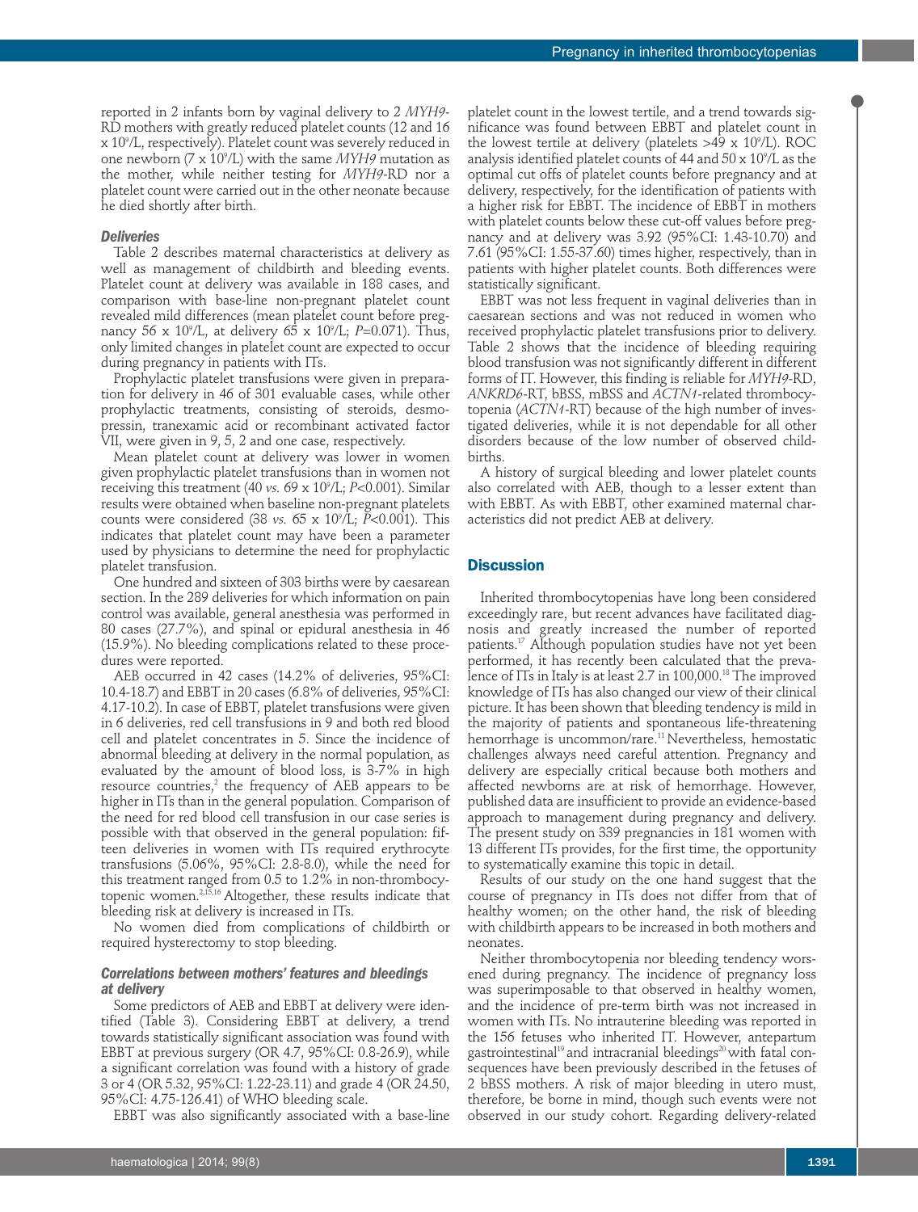reported in 2 infants born by vaginal delivery to 2 *MYH9*-RD mothers with greatly reduced platelet counts (12 and 16 x $10^9$/L, respectively). Platelet count was severely reduced in one newborn (7 x $10^9$/L) with the same *MYH9* mutation as the mother, while neither testing for *MYH9*-RD nor a platelet count were carried out in the other neonate because he died shortly after birth.

### Deliveries

Table 2 describes maternal characteristics at delivery as well as management of childbirth and bleeding events. Platelet count at delivery was available in 188 cases, and comparison with base-line non-pregnant platelet count revealed mild differences (mean platelet count before pregnancy 56 x $10^9$/L, at delivery 65 x $10^9$/L; $P$=0.071). Thus, only limited changes in platelet count are expected to occur during pregnancy in patients with ITs.

Prophylactic platelet transfusions were given in preparation for delivery in 46 of 301 evaluable cases, while other prophylactic treatments, consisting of steroids, desmopressin, tranexamic acid or recombinant activated factor VII, were given in 9, 5, 2 and one case, respectively.

Mean platelet count at delivery was lower in women given prophylactic platelet transfusions than in women not receiving this treatment (40 *vs.* 69 x $10^9$/L; $P$<0.001). Similar results were obtained when baseline non-pregnant platelets counts were considered (38 *vs.* 65 x $10^9$/L; $P$<0.001). This indicates that platelet count may have been a parameter used by physicians to determine the need for prophylactic platelet transfusion.

One hundred and sixteen of 303 births were by caesarean section. In the 289 deliveries for which information on pain control was available, general anesthesia was performed in 80 cases (27.7%), and spinal or epidural anesthesia in 46 (15.9%). No bleeding complications related to these procedures were reported.

AEB occurred in 42 cases (14.2% of deliveries, 95%CI: 10.4-18.7) and EBBT in 20 cases (6.8% of deliveries, 95%CI: 4.17-10.2). In case of EBBT, platelet transfusions were given in 6 deliveries, red cell transfusions in 9 and both red blood cell and platelet concentrates in 5. Since the incidence of abnormal bleeding at delivery in the normal population, as evaluated by the amount of blood loss, is 3-7% in high resource countries,[2] the frequency of AEB appears to be higher in ITs than in the general population. Comparison of the need for red blood cell transfusion in our case series is possible with that observed in the general population: fifteen deliveries in women with ITs required erythrocyte transfusions (5.06%, 95%CI: 2.8-8.0), while the need for this treatment ranged from 0.5 to 1.2% in non-thrombocytopenic women.[2,15,16] Altogether, these results indicate that bleeding risk at delivery is increased in ITs.

No women died from complications of childbirth or required hysterectomy to stop bleeding.

### Correlations between mothers' features and bleedings at delivery

Some predictors of AEB and EBBT at delivery were identified (Table 3). Considering EBBT at delivery, a trend towards statistically significant association was found with EBBT at previous surgery (OR 4.7, 95%CI: 0.8-26.9), while a significant correlation was found with a history of grade 3 or 4 (OR 5.32, 95%CI: 1.22-23.11) and grade 4 (OR 24.50, 95%CI: 4.75-126.41) of WHO bleeding scale.

EBBT was also significantly associated with a base-line platelet count in the lowest tertile, and a trend towards significance was found between EBBT and platelet count in the lowest tertile at delivery (platelets >49 x $10^9$/L). ROC analysis identified platelet counts of 44 and 50 x $10^9$/L as the optimal cut offs of platelet counts before pregnancy and at delivery, respectively, for the identification of patients with a higher risk for EBBT. The incidence of EBBT in mothers with platelet counts below these cut-off values before pregnancy and at delivery was 3.92 (95%CI: 1.43-10.70) and 7.61 (95%CI: 1.55-37.60) times higher, respectively, than in patients with higher platelet counts. Both differences were statistically significant.

EBBT was not less frequent in vaginal deliveries than in caesarean sections and was not reduced in women who received prophylactic platelet transfusions prior to delivery. Table 2 shows that the incidence of bleeding requiring blood transfusion was not significantly different in different forms of IT. However, this finding is reliable for *MYH9*-RD, *ANKRD6*-RT, bBSS, mBSS and *ACTN1*-related thrombocytopenia (*ACTN1*-RT) because of the high number of investigated deliveries, while it is not dependable for all other disorders because of the low number of observed childbirths.

A history of surgical bleeding and lower platelet counts also correlated with AEB, though to a lesser extent than with EBBT. As with EBBT, other examined maternal characteristics did not predict AEB at delivery.

## Discussion

Inherited thrombocytopenias have long been considered exceedingly rare, but recent advances have facilitated diagnosis and greatly increased the number of reported patients.[17] Although population studies have not yet been performed, it has recently been calculated that the prevalence of ITs in Italy is at least 2.7 in 100,000.[18] The improved knowledge of ITs has also changed our view of their clinical picture. It has been shown that bleeding tendency is mild in the majority of patients and spontaneous life-threatening hemorrhage is uncommon/rare.[11] Nevertheless, hemostatic challenges always need careful attention. Pregnancy and delivery are especially critical because both mothers and affected newborns are at risk of hemorrhage. However, published data are insufficient to provide an evidence-based approach to management during pregnancy and delivery. The present study on 339 pregnancies in 181 women with 13 different ITs provides, for the first time, the opportunity to systematically examine this topic in detail.

Results of our study on the one hand suggest that the course of pregnancy in ITs does not differ from that of healthy women; on the other hand, the risk of bleeding with childbirth appears to be increased in both mothers and neonates.

Neither thrombocytopenia nor bleeding tendency worsened during pregnancy. The incidence of pregnancy loss was superimposable to that observed in healthy women, and the incidence of pre-term birth was not increased in women with ITs. No intrauterine bleeding was reported in the 156 fetuses who inherited IT. However, antepartum gastrointestinal[19] and intracranial bleedings[20] with fatal consequences have been previously described in the fetuses of 2 bBSS mothers. A risk of major bleeding in utero must, therefore, be borne in mind, though such events were not observed in our study cohort. Regarding delivery-related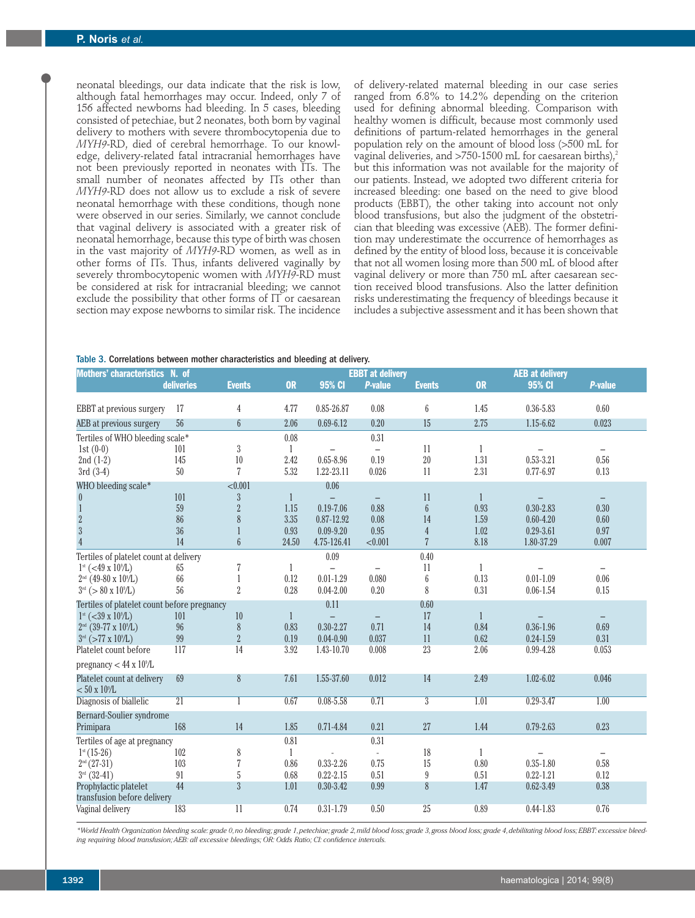neonatal bleedings, our data indicate that the risk is low, although fatal hemorrhages may occur. Indeed, only 7 of 156 affected newborns had bleeding. In 5 cases, bleeding consisted of petechiae, but 2 neonates, both born by vaginal delivery to mothers with severe thrombocytopenia due to *MYH9*-RD, died of cerebral hemorrhage. To our knowledge, delivery-related fatal intracranial hemorrhages have not been previously reported in neonates with ITs. The small number of neonates affected by ITs other than *MYH9*-RD does not allow us to exclude a risk of severe neonatal hemorrhage with these conditions, though none were observed in our series. Similarly, we cannot conclude that vaginal delivery is associated with a greater risk of neonatal hemorrhage, because this type of birth was chosen in the vast majority of *MYH9*-RD women, as well as in other forms of ITs. Thus, infants delivered vaginally by severely thrombocytopenic women with *MYH9*-RD must be considered at risk for intracranial bleeding; we cannot exclude the possibility that other forms of IT or caesarean section may expose newborns to similar risk. The incidence of delivery-related maternal bleeding in our case series ranged from 6.8% to 14.2% depending on the criterion used for defining abnormal bleeding. Comparison with healthy women is difficult, because most commonly used definitions of partum-related hemorrhages in the general population rely on the amount of blood loss (>500 mL for vaginal deliveries, and >750-1500 mL for caesarean births),[2] but this information was not available for the majority of our patients. Instead, we adopted two different criteria for increased bleeding: one based on the need to give blood products (EBBT), the other taking into account not only blood transfusions, but also the judgment of the obstetrician that bleeding was excessive (AEB). The former definition may underestimate the occurrence of hemorrhages as defined by the entity of blood loss, because it is conceivable that not all women losing more than 500 mL of blood after vaginal delivery or more than 750 mL after caesarean section received blood transfusions. Also the latter definition risks underestimating the frequency of bleedings because it includes a subjective assessment and it has been shown that

**Table 3.** Correlations between mother characteristics and bleeding at delivery.

| Mothers' characteristics | N. of deliveries | EBBT at delivery | | | | AEB at delivery | | | |
|---|---|---|---|---|---|---|---|---|---|
| | | Events | OR | 95% CI | *P*-value | Events | OR | 95% CI | *P*-value |
| EBBT at previous surgery | 17 | 4 | 4.77 | 0.85-26.87 | 0.08 | 6 | 1.45 | 0.36-5.83 | 0.60 |
| AEB at previous surgery | 56 | 6 | 2.06 | 0.69-6.12 | 0.20 | 15 | 2.75 | 1.15-6.62 | 0.023 |
| Tertiles of WHO bleeding scale* | | | 0.08 | | 0.31 | | | | |
| 1st (0-0) | 101 | 3 | 1 | – | – | 11 | 1 | – | – |
| 2nd (1-2) | 145 | 10 | 2.42 | 0.65-8.96 | 0.19 | 20 | 1.31 | 0.53-3.21 | 0.56 |
| 3rd (3-4) | 50 | 7 | 5.32 | 1.22-23.11 | 0.026 | 11 | 2.31 | 0.77-6.97 | 0.13 |
| WHO bleeding scale* | | <0.001 | | 0.06 | | | | | |
| 0 | 101 | 3 | 1 | – | – | 11 | 1 | – | – |
| 1 | 59 | 2 | 1.15 | 0.19-7.06 | 0.88 | 6 | 0.93 | 0.30-2.83 | 0.30 |
| 2 | 86 | 8 | 3.35 | 0.87-12.92 | 0.08 | 14 | 1.59 | 0.60-4.20 | 0.60 |
| 3 | 36 | 1 | 0.93 | 0.09-9.20 | 0.95 | 4 | 1.02 | 0.29-3.61 | 0.97 |
| 4 | 14 | 6 | 24.50 | 4.75-126.41 | <0.001 | 7 | 8.18 | 1.80-37.29 | 0.007 |
| Tertiles of platelet count at delivery | | | | 0.09 | | 0.40 | | | |
| 1st (<49 x $10^9$/L) | 65 | 7 | 1 | – | – | 11 | 1 | – | – |
| 2nd (49-80 x $10^9$/L) | 66 | 1 | 0.12 | 0.01-1.29 | 0.080 | 6 | 0.13 | 0.01-1.09 | 0.06 |
| 3rd (> 80 x $10^9$/L) | 56 | 2 | 0.28 | 0.04-2.00 | 0.20 | 8 | 0.31 | 0.06-1.54 | 0.15 |
| Tertiles of platelet count before pregnancy | | | | 0.11 | | 0.60 | | | |
| 1st (<39 x $10^9$/L) | 101 | 10 | 1 | – | – | 17 | 1 | – | – |
| 2nd (39-77 x $10^9$/L) | 96 | 8 | 0.83 | 0.30-2.27 | 0.71 | 14 | 0.84 | 0.36-1.96 | 0.69 |
| 3rd (>77 x $10^9$/L) | 99 | 2 | 0.19 | 0.04-0.90 | 0.037 | 11 | 0.62 | 0.24-1.59 | 0.31 |
| Platelet count before pregnancy < 44 x $10^9$/L | 117 | 14 | 3.92 | 1.43-10.70 | 0.008 | 23 | 2.06 | 0.99-4.28 | 0.053 |
| Platelet count at delivery < 50 x $10^9$/L | 69 | 8 | 7.61 | 1.55-37.60 | 0.012 | 14 | 2.49 | 1.02-6.02 | 0.046 |
| Diagnosis of biallelic Bernard-Soulier syndrome | 21 | 1 | 0.67 | 0.08-5.58 | 0.71 | 3 | 1.01 | 0.29-3.47 | 1.00 |
| Primipara | 168 | 14 | 1.85 | 0.71-4.84 | 0.21 | 27 | 1.44 | 0.79-2.63 | 0.23 |
| Tertiles of age at pregnancy | | | 0.81 | | 0.31 | | | | |
| 1st (15-26) | 102 | 8 | 1 | - | - | 18 | 1 | – | – |
| 2nd (27-31) | 103 | 7 | 0.86 | 0.33-2.26 | 0.75 | 15 | 0.80 | 0.35-1.80 | 0.58 |
| 3rd (32-41) | 91 | 5 | 0.68 | 0.22-2.15 | 0.51 | 9 | 0.51 | 0.22-1.21 | 0.12 |
| Prophylactic platelet transfusion before delivery | 44 | 3 | 1.01 | 0.30-3.42 | 0.99 | 8 | 1.47 | 0.62-3.49 | 0.38 |
| Vaginal delivery | 183 | 11 | 0.74 | 0.31-1.79 | 0.50 | 25 | 0.89 | 0.44-1.83 | 0.76 |

*\*World Health Organization bleeding scale: grade 0, no bleeding; grade 1, petechiae; grade 2, mild blood loss; grade 3, gross blood loss; grade 4, debilitating blood loss; EBBT: excessive bleeding requiring blood transfusion; AEB: all excessive bleedings; OR: Odds Ratio; CI: confidence intervals.*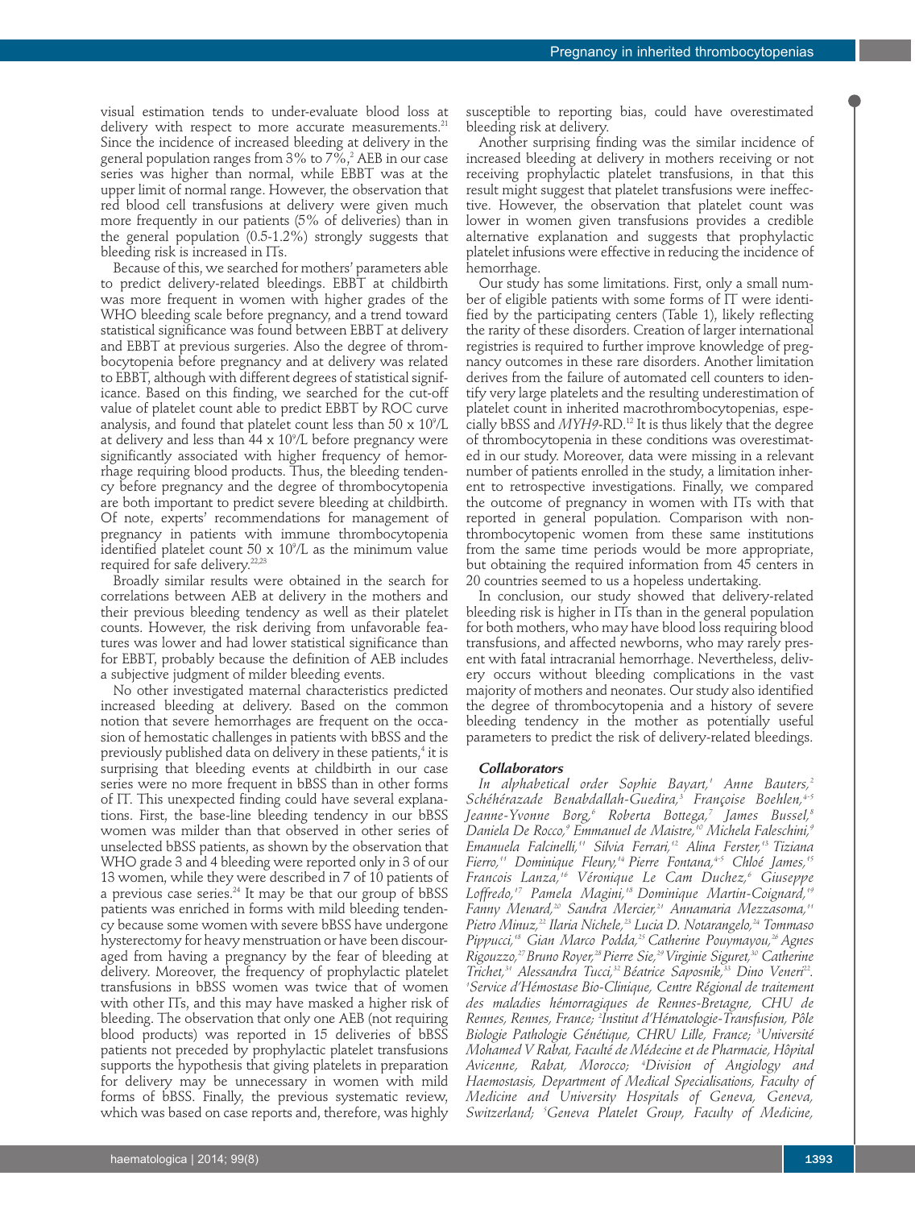visual estimation tends to under-evaluate blood loss at delivery with respect to more accurate measurements.[21] Since the incidence of increased bleeding at delivery in the general population ranges from 3% to 7%,[2] AEB in our case series was higher than normal, while EBBT was at the upper limit of normal range. However, the observation that red blood cell transfusions at delivery were given much more frequently in our patients (5% of deliveries) than in the general population (0.5-1.2%) strongly suggests that bleeding risk is increased in ITs.

Because of this, we searched for mothers' parameters able to predict delivery-related bleedings. EBBT at childbirth was more frequent in women with higher grades of the WHO bleeding scale before pregnancy, and a trend toward statistical significance was found between EBBT at delivery and EBBT at previous surgeries. Also the degree of thrombocytopenia before pregnancy and at delivery was related to EBBT, although with different degrees of statistical significance. Based on this finding, we searched for the cut-off value of platelet count able to predict EBBT by ROC curve analysis, and found that platelet count less than 50 x $10^9$/L at delivery and less than 44 x $10^9$/L before pregnancy were significantly associated with higher frequency of hemorrhage requiring blood products. Thus, the bleeding tendency before pregnancy and the degree of thrombocytopenia are both important to predict severe bleeding at childbirth. Of note, experts' recommendations for management of pregnancy in patients with immune thrombocytopenia identified platelet count 50 x $10^9$/L as the minimum value required for safe delivery.[22,23]

Broadly similar results were obtained in the search for correlations between AEB at delivery in the mothers and their previous bleeding tendency as well as their platelet counts. However, the risk deriving from unfavorable features was lower and had lower statistical significance than for EBBT, probably because the definition of AEB includes a subjective judgment of milder bleeding events.

No other investigated maternal characteristics predicted increased bleeding at delivery. Based on the common notion that severe hemorrhages are frequent on the occasion of hemostatic challenges in patients with bBSS and the previously published data on delivery in these patients,[4] it is surprising that bleeding events at childbirth in our case series were no more frequent in bBSS than in other forms of IT. This unexpected finding could have several explanations. First, the base-line bleeding tendency in our bBSS women was milder than that observed in other series of unselected bBSS patients, as shown by the observation that WHO grade 3 and 4 bleeding were reported only in 3 of our 13 women, while they were described in 7 of 10 patients of a previous case series.[24] It may be that our group of bBSS patients was enriched in forms with mild bleeding tendency because some women with severe bBSS have undergone hysterectomy for heavy menstruation or have been discouraged from having a pregnancy by the fear of bleeding at delivery. Moreover, the frequency of prophylactic platelet transfusions in bBSS women was twice that of women with other ITs, and this may have masked a higher risk of bleeding. The observation that only one AEB (not requiring blood products) was reported in 15 deliveries of bBSS patients not preceded by prophylactic platelet transfusions supports the hypothesis that giving platelets in preparation for delivery may be unnecessary in women with mild forms of bBSS. Finally, the previous systematic review, which was based on case reports and, therefore, was highly susceptible to reporting bias, could have overestimated bleeding risk at delivery.

Another surprising finding was the similar incidence of increased bleeding at delivery in mothers receiving or not receiving prophylactic platelet transfusions, in that this result might suggest that platelet transfusions were ineffective. However, the observation that platelet count was lower in women given transfusions provides a credible alternative explanation and suggests that prophylactic platelet infusions were effective in reducing the incidence of hemorrhage.

Our study has some limitations. First, only a small number of eligible patients with some forms of IT were identified by the participating centers (Table 1), likely reflecting the rarity of these disorders. Creation of larger international registries is required to further improve knowledge of pregnancy outcomes in these rare disorders. Another limitation derives from the failure of automated cell counters to identify very large platelets and the resulting underestimation of platelet count in inherited macrothrombocytopenias, especially bBSS and *MYH9*-RD.[12] It is thus likely that the degree of thrombocytopenia in these conditions was overestimated in our study. Moreover, data were missing in a relevant number of patients enrolled in the study, a limitation inherent to retrospective investigations. Finally, we compared the outcome of pregnancy in women with ITs with that reported in general population. Comparison with non-thrombocytopenic women from these same institutions from the same time periods would be more appropriate, but obtaining the required information from 45 centers in 20 countries seemed to us a hopeless undertaking.

In conclusion, our study showed that delivery-related bleeding risk is higher in ITs than in the general population for both mothers, who may have blood loss requiring blood transfusions, and affected newborns, who may rarely present with fatal intracranial hemorrhage. Nevertheless, delivery occurs without bleeding complications in the vast majority of mothers and neonates. Our study also identified the degree of thrombocytopenia and a history of severe bleeding tendency in the mother as potentially useful parameters to predict the risk of delivery-related bleedings.

### Collaborators

*In alphabetical order Sophie Bayart,[1] Anne Bauters,[2] Schéhérazade Benabdallah-Guedira,[3] Françoise Boehlen,[4-5] Jeanne-Yvonne Borg,[6] Roberta Bottega,[7] James Bussel,[8] Daniela De Rocco,[9] Emmanuel de Maistre,[10] Michela Faleschini,[9] Emanuela Falcinelli,[11] Silvia Ferrari,[12] Alina Ferster,[13] Tiziana Fierro,[11] Dominique Fleury,[14] Pierre Fontana,[4-5] Chloé James,[15] Francois Lanza,[16] Véronique Le Cam Duchez,[6] Giuseppe Loffredo,[17] Pamela Magini,[18] Dominique Martin-Coignard,[19] Fanny Menard,[20] Sandra Mercier,[21] Annamaria Mezzasoma,[11] Pietro Minuz,[22] Ilaria Nichele,[23] Lucia D. Notarangelo,[24] Tommaso Pippucci,[18] Gian Marco Podda,[25] Catherine Pouymayou,[26] Agnes Rigouzzo,[27] Bruno Royer,[28] Pierre Sie,[29] Virginie Siguret,[30] Catherine Trichet,[31] Alessandra Tucci,[32] Béatrice Saposnik,[33] Dino Veneri[22].*

*[1]Service d'Hémostase Bio-Clinique, Centre Régional de traitement des maladies hémorragiques de Rennes-Bretagne, CHU de Rennes, Rennes, France; [2]Institut d'Hématologie-Transfusion, Pôle Biologie Pathologie Génétique, CHRU Lille, France; [3]Université Mohamed V Rabat, Faculté de Médecine et de Pharmacie, Hôpital Avicenne, Rabat, Morocco; [4]Division of Angiology and Haemostasis, Department of Medical Specialisations, Faculty of Medicine and University Hospitals of Geneva, Geneva, Switzerland; [5]Geneva Platelet Group, Faculty of Medicine,*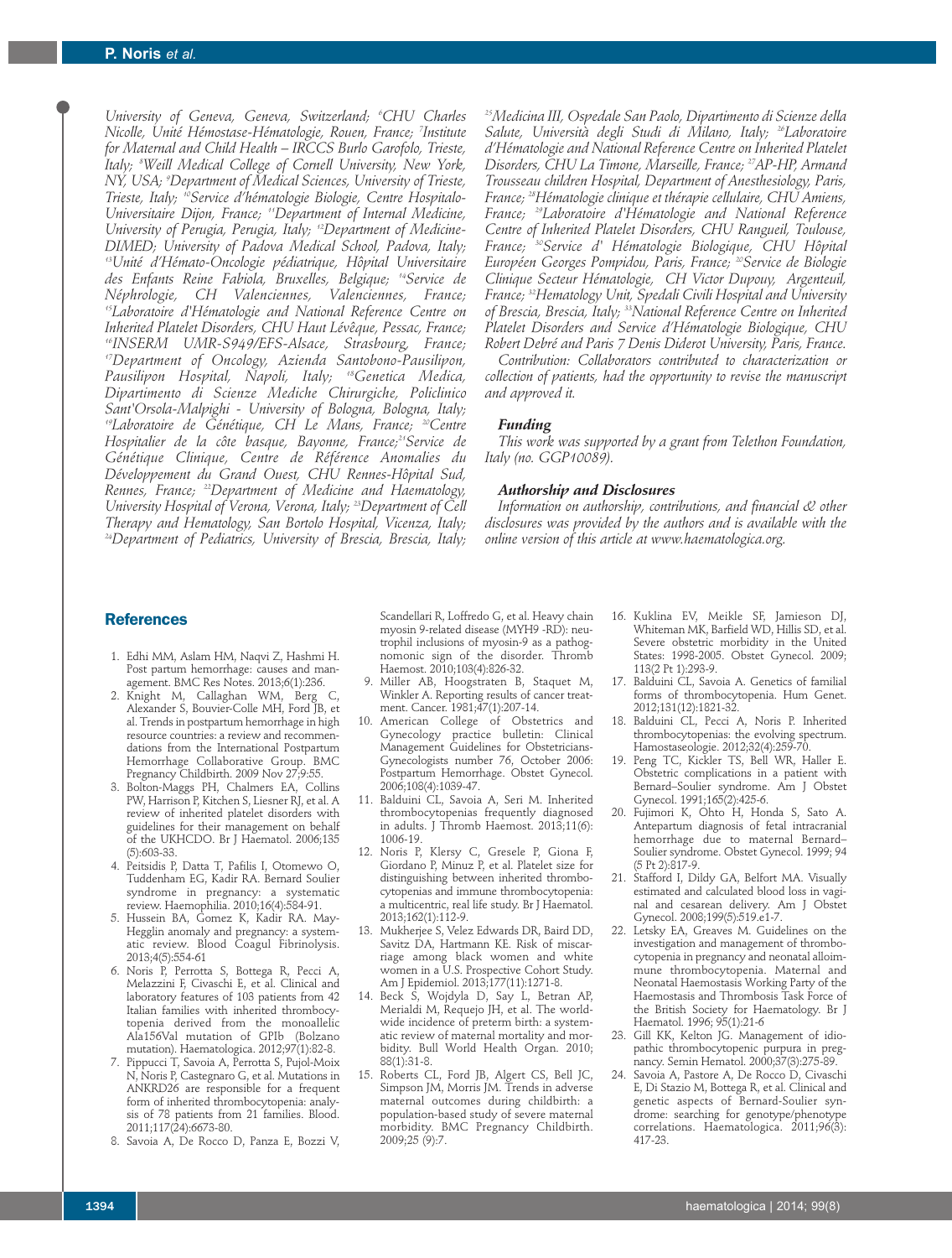University of Geneva, Geneva, Switzerland; [6]CHU Charles Nicolle, Unité Hémostase-Hématologie, Rouen, France; [7]Institute for Maternal and Child Health – IRCCS Burlo Garofolo, Trieste, Italy; [8]Weill Medical College of Cornell University, New York, NY, USA; [9]Department of Medical Sciences, University of Trieste, Trieste, Italy; [10]Service d'hématologie Biologie, Centre Hospitalo-Universitaire Dijon, France; [11]Department of Internal Medicine, University of Perugia, Perugia, Italy; [12]Department of Medicine-DIMED; University of Padova Medical School, Padova, Italy; [13]Unité d'Hémato-Oncologie pédiatrique, Hôpital Universitaire des Enfants Reine Fabiola, Bruxelles, Belgique; [14]Service de Néphrologie, CH Valenciennes, Valenciennes, France; [15]Laboratoire d'Hématologie and National Reference Centre on Inherited Platelet Disorders, CHU Haut Lévêque, Pessac, France; [16]INSERM UMR-S949/EFS-Alsace, Strasbourg, France; [17]Department of Oncology, Azienda Santobono-Pausilipon, Pausilipon Hospital, Napoli, Italy; [18]Genetica Medica, Dipartimento di Scienze Mediche Chirurgiche, Policlinico Sant'Orsola-Malpighi - University of Bologna, Bologna, Italy; [19]Laboratoire de Génétique, CH Le Mans, France; [20]Centre Hospitalier de la côte basque, Bayonne, France; [21]Service de Génétique Clinique, Centre de Référence Anomalies du Développement du Grand Ouest, CHU Rennes-Hôpital Sud, Rennes, France; [22]Department of Medicine and Haematology, University Hospital of Verona, Verona, Italy; [23]Department of Cell Therapy and Hematology, San Bortolo Hospital, Vicenza, Italy; [24]Department of Pediatrics, University of Brescia, Brescia, Italy; [25]Medicina III, Ospedale San Paolo, Dipartimento di Scienze della Salute, Università degli Studi di Milano, Italy; [26]Laboratoire d'Hématologie and National Reference Centre on Inherited Platelet Disorders, CHU La Timone, Marseille, France; [27]AP-HP, Armand Trousseau children Hospital, Department of Anesthesiology, Paris, France; [28]Hématologie clinique et thérapie cellulaire, CHU Amiens, France; [29]Laboratoire d'Hématologie and National Reference Centre of Inherited Platelet Disorders, CHU Rangueil, Toulouse, France; [30]Service d' Hématologie Biologique, CHU Hôpital Européen Georges Pompidou, Paris, France; [31]Service de Biologie Clinique Secteur Hématologie, CH Victor Dupouy, Argenteuil, France; [32]Hematology Unit, Spedali Civili Hospital and University of Brescia, Brescia, Italy; [33]National Reference Centre on Inherited Platelet Disorders and Service d'Hématologie Biologique, CHU Robert Debré and Paris 7 Denis Diderot University, Paris, France.

*Contribution: Collaborators contributed to characterization or collection of patients, had the opportunity to revise the manuscript and approved it.*

### *Funding*

*This work was supported by a grant from Telethon Foundation, Italy (no. GGP10089).*

### *Authorship and Disclosures*

*Information on authorship, contributions, and financial & other disclosures was provided by the authors and is available with the online version of this article at www.haematologica.org.*

## References

1. Edhi MM, Aslam HM, Naqvi Z, Hashmi H. Post partum hemorrhage: causes and management. BMC Res Notes. 2013;6(1):236.
2. Knight M, Callaghan WM, Berg C, Alexander S, Bouvier-Colle MH, Ford JB, et al. Trends in postpartum hemorrhage in high resource countries: a review and recommendations from the International Postpartum Hemorrhage Collaborative Group. BMC Pregnancy Childbirth. 2009 Nov 27;9:55.
3. Bolton-Maggs PH, Chalmers EA, Collins PW, Harrison P, Kitchen S, Liesner RJ, et al. A review of inherited platelet disorders with guidelines for their management on behalf of the UKHCDO. Br J Haematol. 2006;135(5):603-33.
4. Peitsidis P, Datta T, Pafilis I, Otomewo O, Tuddenham EG, Kadir RA. Bernard Soulier syndrome in pregnancy: a systematic review. Haemophilia. 2010;16(4):584-91.
5. Hussein BA, Gomez K, Kadir RA. May-Hegglin anomaly and pregnancy: a systematic review. Blood Coagul Fibrinolysis. 2013;4(5):554-61
6. Noris P, Perrotta S, Bottega R, Pecci A, Melazzini F, Civaschi E, et al. Clinical and laboratory features of 103 patients from 42 Italian families with inherited thrombocytopenia derived from the monoallelic Ala156Val mutation of GPIb (Bolzano mutation). Haematologica. 2012;97(1):82-8.
7. Pippucci T, Savoia A, Perrotta S, Pujol-Moix N, Noris P, Castegnaro G, et al. Mutations in ANKRD26 are responsible for a frequent form of inherited thrombocytopenia: analysis of 78 patients from 21 families. Blood. 2011;117(24):6673-80.
8. Savoia A, De Rocco D, Panza E, Bozzi V, Scandellari R, Loffredo G, et al. Heavy chain myosin 9-related disease (MYH9 -RD): neutrophil inclusions of myosin-9 as a pathognomonic sign of the disorder. Thromb Haemost. 2010;103(4):826-32.
9. Miller AB, Hoogstraten B, Staquet M, Winkler A. Reporting results of cancer treatment. Cancer. 1981;47(1):207-14.
10. American College of Obstetrics and Gynecology practice bulletin: Clinical Management Guidelines for Obstetricians-Gynecologists number 76, October 2006: Postpartum Hemorrhage. Obstet Gynecol. 2006;108(4):1039-47.
11. Balduini CL, Savoia A, Seri M. Inherited thrombocytopenias frequently diagnosed in adults. J Thromb Haemost. 2013;11(6):1006-19.
12. Noris P, Klersy C, Gresele P, Giona F, Giordano P, Minuz P, et al. Platelet size for distinguishing between inherited thrombocytopenias and immune thrombocytopenia: a multicentric, real life study. Br J Haematol. 2013;162(1):112-9.
13. Mukherjee S, Velez Edwards DR, Baird DD, Savitz DA, Hartmann KE. Risk of miscarriage among black women and white women in a U.S. Prospective Cohort Study. Am J Epidemiol. 2013;177(11):1271-8.
14. Beck S, Wojdyla D, Say L, Betran AP, Merialdi M, Requejo JH, et al. The worldwide incidence of preterm birth: a systematic review of maternal mortality and morbidity. Bull World Health Organ. 2010; 88(1):31-8.
15. Roberts CL, Ford JB, Algert CS, Bell JC, Simpson JM, Morris JM. Trends in adverse maternal outcomes during childbirth: a population-based study of severe maternal morbidity. BMC Pregnancy Childbirth. 2009;25 (9):7.
16. Kuklina EV, Meikle SF, Jamieson DJ, Whiteman MK, Barfield WD, Hillis SD, et al. Severe obstetric morbidity in the United States: 1998-2005. Obstet Gynecol. 2009; 113(2 Pt 1):293-9.
17. Balduini CL, Savoia A. Genetics of familial forms of thrombocytopenia. Hum Genet. 2012;131(12):1821-32.
18. Balduini CL, Pecci A, Noris P. Inherited thrombocytopenias: the evolving spectrum. Hamostaseologie. 2012;32(4):259-70.
19. Peng TC, Kickler TS, Bell WR, Haller E. Obstetric complications in a patient with Bernard–Soulier syndrome. Am J Obstet Gynecol. 1991;165(2):425-6.
20. Fujimori K, Ohto H, Honda S, Sato A. Antepartum diagnosis of fetal intracranial hemorrhage due to maternal Bernard–Soulier syndrome. Obstet Gynecol. 1999; 94 (5 Pt 2):817-9.
21. Stafford I, Dildy GA, Belfort MA. Visually estimated and calculated blood loss in vaginal and cesarean delivery. Am J Obstet Gynecol. 2008;199(5):519.e1-7.
22. Letsky EA, Greaves M. Guidelines on the investigation and management of thrombocytopenia in pregnancy and neonatal alloimmune thrombocytopenia. Maternal and Neonatal Haemostasis Working Party of the Haemostasis and Thrombosis Task Force of the British Society for Haematology. Br J Haematol. 1996; 95(1):21-6
23. Gill KK, Kelton JG. Management of idiopathic thrombocytopenic purpura in pregnancy. Semin Hematol. 2000;37(3):275-89.
24. Savoia A, Pastore A, De Rocco D, Civaschi E, Di Stazio M, Bottega R, et al. Clinical and genetic aspects of Bernard-Soulier syndrome: searching for genotype/phenotype correlations. Haematologica. 2011;96(3): 417-23.